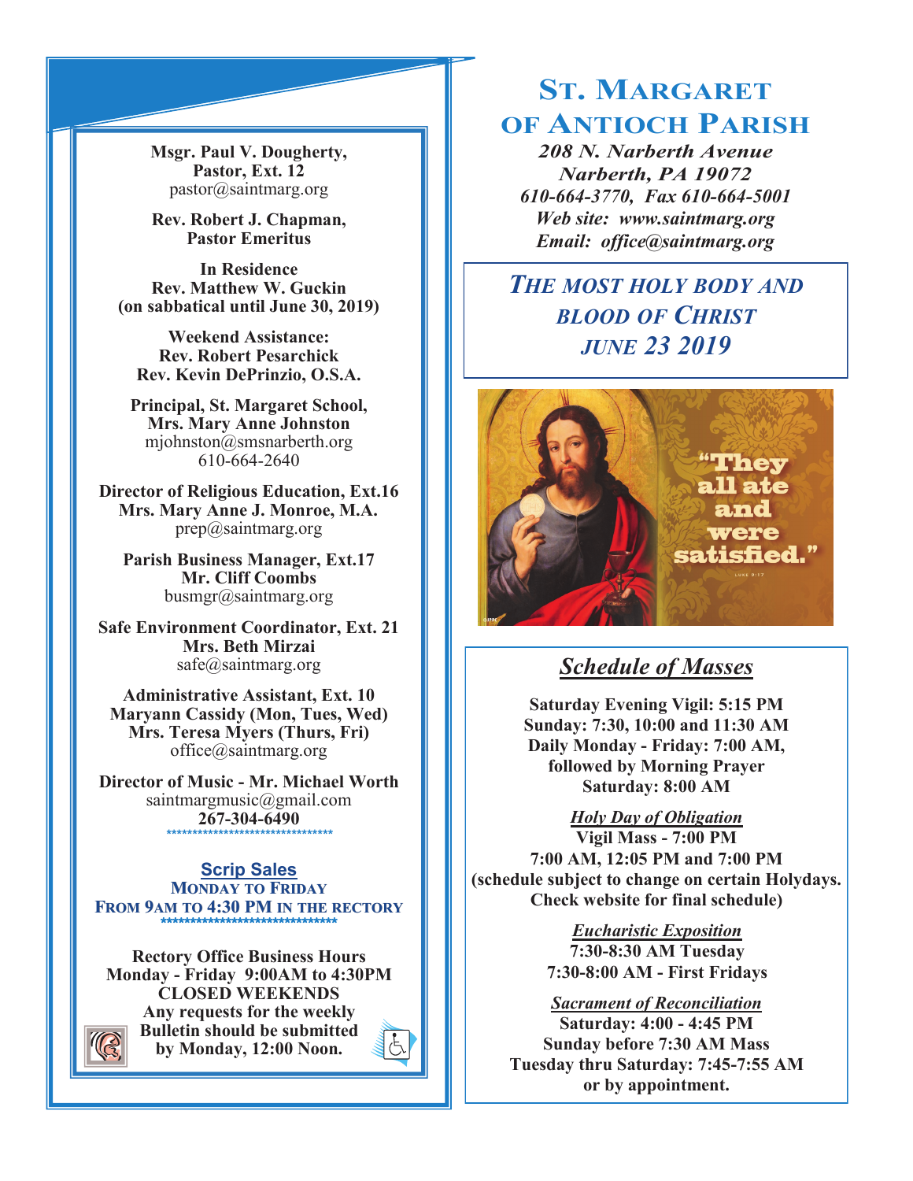# ST. MARGARET OF ANTIOCH PARISH

***208 N. Narberth Avenue***
***Narberth, PA 19072***
***610-664-3770, Fax 610-664-5001***
***Web site: www.saintmarg.org***
***Email: office@saintmarg.org***

## *THE MOST HOLY BODY AND BLOOD OF CHRIST*
## *JUNE 23 2019*

"They all ate and were satisfied."

LUKE 9:17

## *Schedule of Masses*

**Saturday Evening Vigil: 5:15 PM**
**Sunday: 7:30, 10:00 and 11:30 AM**
**Daily Monday - Friday: 7:00 AM,**
**followed by Morning Prayer**
**Saturday: 8:00 AM**

***Holy Day of Obligation***
**Vigil Mass - 7:00 PM**
**7:00 AM, 12:05 PM and 7:00 PM**
**(schedule subject to change on certain Holydays. Check website for final schedule)**

***Eucharistic Exposition***
**7:30-8:30 AM Tuesday**
**7:30-8:00 AM - First Fridays**

***Sacrament of Reconciliation***
**Saturday: 4:00 - 4:45 PM**
**Sunday before 7:30 AM Mass**
**Tuesday thru Saturday: 7:45-7:55 AM**
**or by appointment.**

---

**Msgr. Paul V. Dougherty,**
**Pastor, Ext. 12**
pastor@saintmarg.org

**Rev. Robert J. Chapman,**
**Pastor Emeritus**

**In Residence**
**Rev. Matthew W. Guckin**
**(on sabbatical until June 30, 2019)**

**Weekend Assistance:**
**Rev. Robert Pesarchick**
**Rev. Kevin DePrinzio, O.S.A.**

**Principal, St. Margaret School,**
**Mrs. Mary Anne Johnston**
mjohnston@smsnarberth.org
610-664-2640

**Director of Religious Education, Ext.16**
**Mrs. Mary Anne J. Monroe, M.A.**
prep@saintmarg.org

**Parish Business Manager, Ext.17**
**Mr. Cliff Coombs**
busmgr@saintmarg.org

**Safe Environment Coordinator, Ext. 21**
**Mrs. Beth Mirzai**
safe@saintmarg.org

**Administrative Assistant, Ext. 10**
**Maryann Cassidy (Mon, Tues, Wed)**
**Mrs. Teresa Myers (Thurs, Fri)**
office@saintmarg.org

**Director of Music - Mr. Michael Worth**
saintmargmusic@gmail.com
**267-304-6490**

********************************

**Scrip Sales**
**MONDAY TO FRIDAY**
**FROM 9AM TO 4:30 PM IN THE RECTORY**

********************************

**Rectory Office Business Hours**
**Monday - Friday 9:00AM to 4:30PM**
**CLOSED WEEKENDS**
**Any requests for the weekly Bulletin should be submitted by Monday, 12:00 Noon.**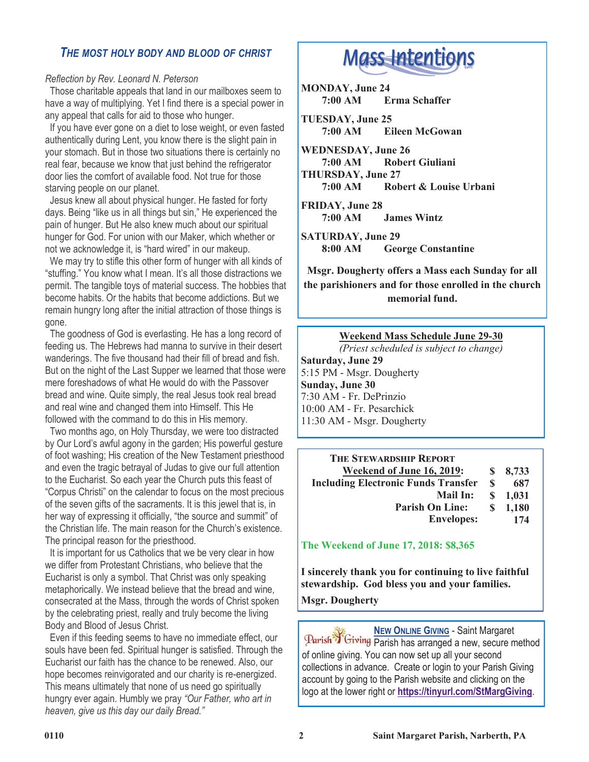## THE MOST HOLY BODY AND BLOOD OF CHRIST

*Reflection by Rev. Leonard N. Peterson*

Those charitable appeals that land in our mailboxes seem to have a way of multiplying. Yet I find there is a special power in any appeal that calls for aid to those who hunger.

If you have ever gone on a diet to lose weight, or even fasted authentically during Lent, you know there is the slight pain in your stomach. But in those two situations there is certainly no real fear, because we know that just behind the refrigerator door lies the comfort of available food. Not true for those starving people on our planet.

Jesus knew all about physical hunger. He fasted for forty days. Being "like us in all things but sin," He experienced the pain of hunger. But He also knew much about our spiritual hunger for God. For union with our Maker, which whether or not we acknowledge it, is "hard wired" in our makeup.

We may try to stifle this other form of hunger with all kinds of "stuffing." You know what I mean. It's all those distractions we permit. The tangible toys of material success. The hobbies that become habits. Or the habits that become addictions. But we remain hungry long after the initial attraction of those things is gone.

The goodness of God is everlasting. He has a long record of feeding us. The Hebrews had manna to survive in their desert wanderings. The five thousand had their fill of bread and fish. But on the night of the Last Supper we learned that those were mere foreshadows of what He would do with the Passover bread and wine. Quite simply, the real Jesus took real bread and real wine and changed them into Himself. This He followed with the command to do this in His memory.

Two months ago, on Holy Thursday, we were too distracted by Our Lord's awful agony in the garden; His powerful gesture of foot washing; His creation of the New Testament priesthood and even the tragic betrayal of Judas to give our full attention to the Eucharist. So each year the Church puts this feast of "Corpus Christi" on the calendar to focus on the most precious of the seven gifts of the sacraments. It is this jewel that is, in her way of expressing it officially, "the source and summit" of the Christian life. The main reason for the Church's existence. The principal reason for the priesthood.

It is important for us Catholics that we be very clear in how we differ from Protestant Christians, who believe that the Eucharist is only a symbol. That Christ was only speaking metaphorically. We instead believe that the bread and wine, consecrated at the Mass, through the words of Christ spoken by the celebrating priest, really and truly become the living Body and Blood of Jesus Christ.

Even if this feeding seems to have no immediate effect, our souls have been fed. Spiritual hunger is satisfied. Through the Eucharist our faith has the chance to be renewed. Also, our hope becomes reinvigorated and our charity is re-energized. This means ultimately that none of us need go spiritually hungry ever again. Humbly we pray *"Our Father, who art in heaven, give us this day our daily Bread."*

## Mass Intentions

**MONDAY, June 24**
**7:00 AM Erma Schaffer**

**TUESDAY, June 25**
**7:00 AM Eileen McGowan**

**WEDNESDAY, June 26**
**7:00 AM Robert Giuliani**

**THURSDAY, June 27**
**7:00 AM Robert & Louise Urbani**

**FRIDAY, June 28**
**7:00 AM James Wintz**

**SATURDAY, June 29**
**8:00 AM George Constantine**

**Msgr. Dougherty offers a Mass each Sunday for all the parishioners and for those enrolled in the church memorial fund.**

**Weekend Mass Schedule June 29-30**

*(Priest scheduled is subject to change)*

**Saturday, June 29**
5:15 PM - Msgr. Dougherty

**Sunday, June 30**
7:30 AM - Fr. DePrinzio
10:00 AM - Fr. Pesarchick
11:30 AM - Msgr. Dougherty

**THE STEWARDSHIP REPORT**

| | | |
|---|---|---|
| **Weekend of June 16, 2019:** | **$** | **8,733** |
| **Including Electronic Funds Transfer** | **$** | **687** |
| **Mail In:** | **$** | **1,031** |
| **Parish On Line:** | **$** | **1,180** |
| **Envelopes:** | | **174** |

**The Weekend of June 17, 2018: $8,365**

**I sincerely thank you for continuing to live faithful stewardship. God bless you and your families.**

**Msgr. Dougherty**

**NEW ONLINE GIVING** - Saint Margaret Parish has arranged a new, secure method of online giving. You can now set up all your second collections in advance. Create or login to your Parish Giving account by going to the Parish website and clicking on the logo at the lower right or **https://tinyurl.com/StMargGiving**.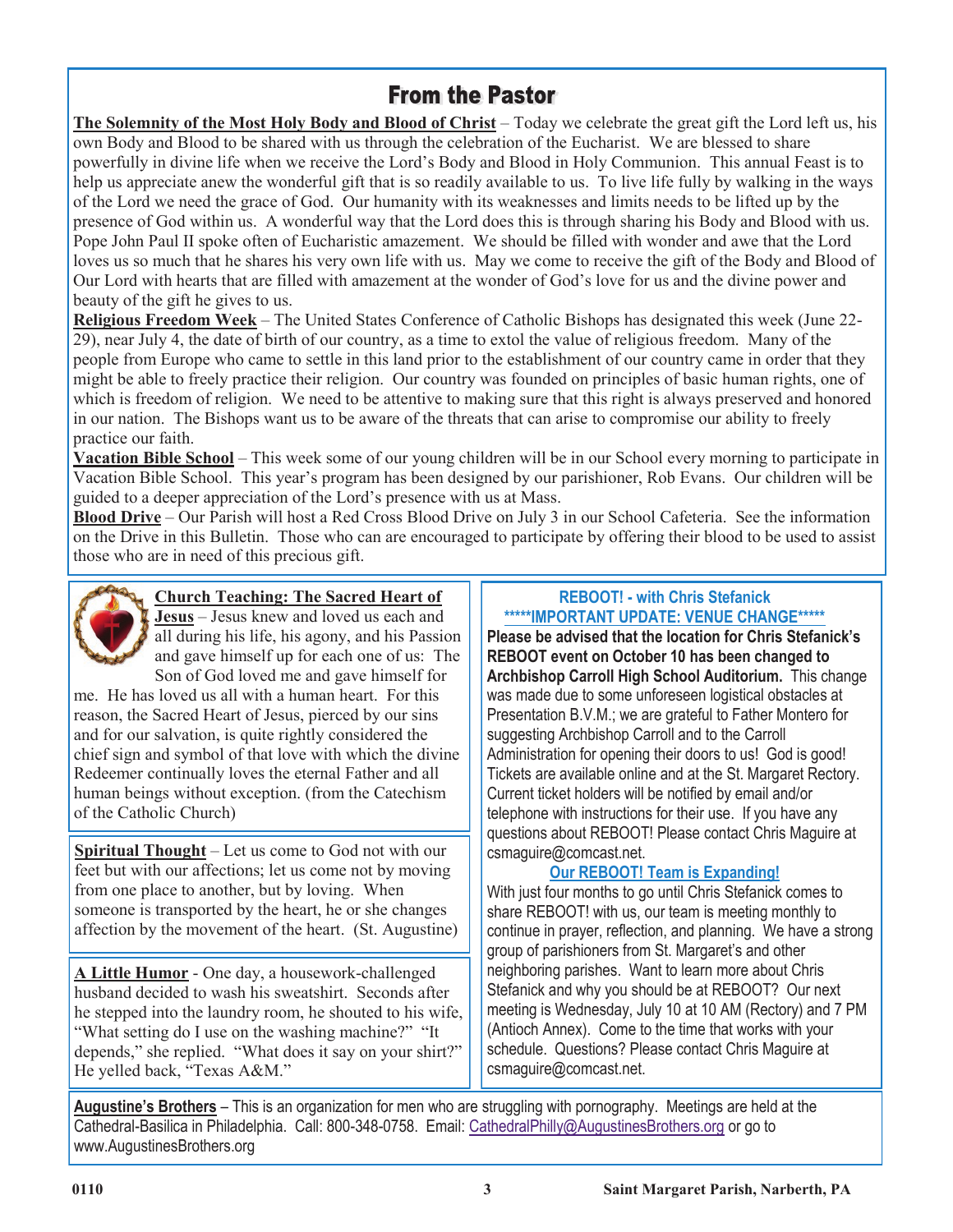# From the Pastor

**The Solemnity of the Most Holy Body and Blood of Christ** – Today we celebrate the great gift the Lord left us, his own Body and Blood to be shared with us through the celebration of the Eucharist. We are blessed to share powerfully in divine life when we receive the Lord's Body and Blood in Holy Communion. This annual Feast is to help us appreciate anew the wonderful gift that is so readily available to us. To live life fully by walking in the ways of the Lord we need the grace of God. Our humanity with its weaknesses and limits needs to be lifted up by the presence of God within us. A wonderful way that the Lord does this is through sharing his Body and Blood with us. Pope John Paul II spoke often of Eucharistic amazement. We should be filled with wonder and awe that the Lord loves us so much that he shares his very own life with us. May we come to receive the gift of the Body and Blood of Our Lord with hearts that are filled with amazement at the wonder of God's love for us and the divine power and beauty of the gift he gives to us.

**Religious Freedom Week** – The United States Conference of Catholic Bishops has designated this week (June 22-29), near July 4, the date of birth of our country, as a time to extol the value of religious freedom. Many of the people from Europe who came to settle in this land prior to the establishment of our country came in order that they might be able to freely practice their religion. Our country was founded on principles of basic human rights, one of which is freedom of religion. We need to be attentive to making sure that this right is always preserved and honored in our nation. The Bishops want us to be aware of the threats that can arise to compromise our ability to freely practice our faith.

**Vacation Bible School** – This week some of our young children will be in our School every morning to participate in Vacation Bible School. This year's program has been designed by our parishioner, Rob Evans. Our children will be guided to a deeper appreciation of the Lord's presence with us at Mass.

**Blood Drive** – Our Parish will host a Red Cross Blood Drive on July 3 in our School Cafeteria. See the information on the Drive in this Bulletin. Those who can are encouraged to participate by offering their blood to be used to assist those who are in need of this precious gift.

**Church Teaching: The Sacred Heart of Jesus** – Jesus knew and loved us each and all during his life, his agony, and his Passion and gave himself up for each one of us: The Son of God loved me and gave himself for me. He has loved us all with a human heart. For this reason, the Sacred Heart of Jesus, pierced by our sins and for our salvation, is quite rightly considered the chief sign and symbol of that love with which the divine Redeemer continually loves the eternal Father and all human beings without exception. (from the Catechism of the Catholic Church)

**Spiritual Thought** – Let us come to God not with our feet but with our affections; let us come not by moving from one place to another, but by loving. When someone is transported by the heart, he or she changes affection by the movement of the heart. (St. Augustine)

**A Little Humor** - One day, a housework-challenged husband decided to wash his sweatshirt. Seconds after he stepped into the laundry room, he shouted to his wife, "What setting do I use on the washing machine?" "It depends," she replied. "What does it say on your shirt?" He yelled back, "Texas A&M."

## REBOOT! - with Chris Stefanick

**\*\*\*\*\*IMPORTANT UPDATE: VENUE CHANGE\*\*\*\*\***

**Please be advised that the location for Chris Stefanick's REBOOT event on October 10 has been changed to Archbishop Carroll High School Auditorium.** This change was made due to some unforeseen logistical obstacles at Presentation B.V.M.; we are grateful to Father Montero for suggesting Archbishop Carroll and to the Carroll Administration for opening their doors to us! God is good! Tickets are available online and at the St. Margaret Rectory. Current ticket holders will be notified by email and/or telephone with instructions for their use. If you have any questions about REBOOT! Please contact Chris Maguire at csmaguire@comcast.net.

**Our REBOOT! Team is Expanding!**

With just four months to go until Chris Stefanick comes to share REBOOT! with us, our team is meeting monthly to continue in prayer, reflection, and planning. We have a strong group of parishioners from St. Margaret's and other neighboring parishes. Want to learn more about Chris Stefanick and why you should be at REBOOT? Our next meeting is Wednesday, July 10 at 10 AM (Rectory) and 7 PM (Antioch Annex). Come to the time that works with your schedule. Questions? Please contact Chris Maguire at csmaguire@comcast.net.

**Augustine's Brothers** – This is an organization for men who are struggling with pornography. Meetings are held at the Cathedral-Basilica in Philadelphia. Call: 800-348-0758. Email: CathedralPhilly@AugustinesBrothers.org or go to www.AugustinesBrothers.org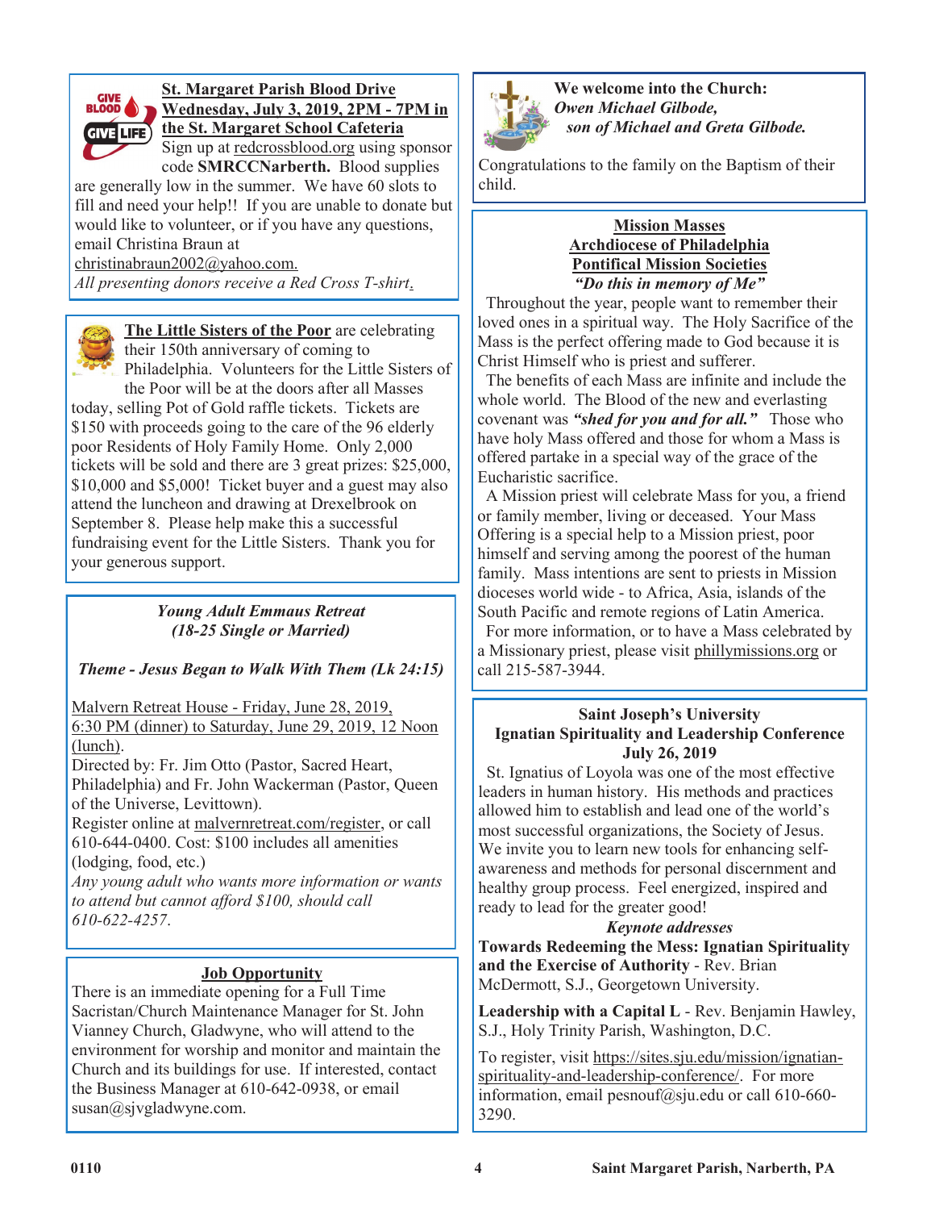## St. Margaret Parish Blood Drive

**Wednesday, July 3, 2019, 2PM - 7PM in the St. Margaret School Cafeteria**

Sign up at redcrossblood.org using sponsor code **SMRCCNarberth.** Blood supplies are generally low in the summer. We have 60 slots to fill and need your help!! If you are unable to donate but would like to volunteer, or if you have any questions, email Christina Braun at christinabraun2002@yahoo.com.

*All presenting donors receive a Red Cross T-shirt.*

---

**The Little Sisters of the Poor** are celebrating their 150th anniversary of coming to Philadelphia. Volunteers for the Little Sisters of the Poor will be at the doors after all Masses today, selling Pot of Gold raffle tickets. Tickets are $150 with proceeds going to the care of the 96 elderly poor Residents of Holy Family Home. Only 2,000 tickets will be sold and there are 3 great prizes: $25,000, $10,000 and $5,000! Ticket buyer and a guest may also attend the luncheon and drawing at Drexelbrook on September 8. Please help make this a successful fundraising event for the Little Sisters. Thank you for your generous support.

---

### *Young Adult Emmaus Retreat*
### *(18-25 Single or Married)*

***Theme - Jesus Began to Walk With Them (Lk 24:15)***

Malvern Retreat House - Friday, June 28, 2019, 6:30 PM (dinner) to Saturday, June 29, 2019, 12 Noon (lunch).

Directed by: Fr. Jim Otto (Pastor, Sacred Heart, Philadelphia) and Fr. John Wackerman (Pastor, Queen of the Universe, Levittown).

Register online at malvernretreat.com/register, or call 610-644-0400. Cost: $100 includes all amenities (lodging, food, etc.)

*Any young adult who wants more information or wants to attend but cannot afford $100, should call 610-622-4257.*

---

## Job Opportunity

There is an immediate opening for a Full Time Sacristan/Church Maintenance Manager for St. John Vianney Church, Gladwyne, who will attend to the environment for worship and monitor and maintain the Church and its buildings for use. If interested, contact the Business Manager at 610-642-0938, or email susan@sjvgladwyne.com.

---

**We welcome into the Church:**
***Owen Michael Gilbode,***
***son of Michael and Greta Gilbode.***

Congratulations to the family on the Baptism of their child.

---

## Mission Masses
## Archdiocese of Philadelphia
## Pontifical Mission Societies

***"Do this in memory of Me"***

Throughout the year, people want to remember their loved ones in a spiritual way. The Holy Sacrifice of the Mass is the perfect offering made to God because it is Christ Himself who is priest and sufferer.

The benefits of each Mass are infinite and include the whole world. The Blood of the new and everlasting covenant was ***"shed for you and for all."*** Those who have holy Mass offered and those for whom a Mass is offered partake in a special way of the grace of the Eucharistic sacrifice.

A Mission priest will celebrate Mass for you, a friend or family member, living or deceased. Your Mass Offering is a special help to a Mission priest, poor himself and serving among the poorest of the human family. Mass intentions are sent to priests in Mission dioceses world wide - to Africa, Asia, islands of the South Pacific and remote regions of Latin America.

For more information, or to have a Mass celebrated by a Missionary priest, please visit phillymissions.org or call 215-587-3944.

---

## Saint Joseph's University
## Ignatian Spirituality and Leadership Conference
## July 26, 2019

St. Ignatius of Loyola was one of the most effective leaders in human history. His methods and practices allowed him to establish and lead one of the world's most successful organizations, the Society of Jesus. We invite you to learn new tools for enhancing self-awareness and methods for personal discernment and healthy group process. Feel energized, inspired and ready to lead for the greater good!

***Keynote addresses***

**Towards Redeeming the Mess: Ignatian Spirituality and the Exercise of Authority** - Rev. Brian McDermott, S.J., Georgetown University.

**Leadership with a Capital L** - Rev. Benjamin Hawley, S.J., Holy Trinity Parish, Washington, D.C.

To register, visit https://sites.sju.edu/mission/ignatian-spirituality-and-leadership-conference/. For more information, email pesnouf@sju.edu or call 610-660-3290.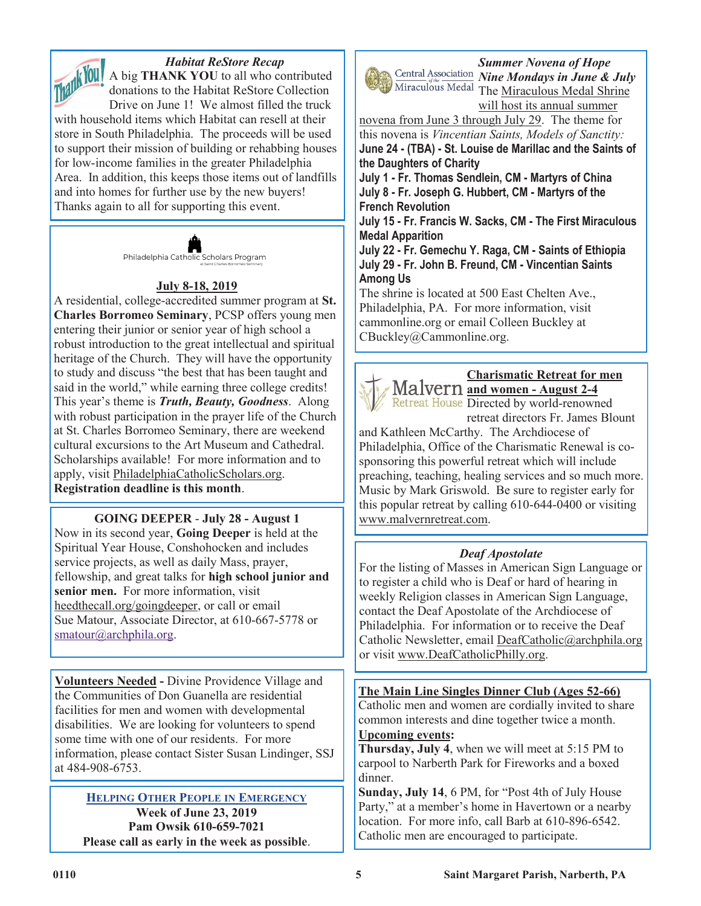### *Habitat ReStore Recap*

A big **THANK YOU** to all who contributed donations to the Habitat ReStore Collection Drive on June 1! We almost filled the truck with household items which Habitat can resell at their store in South Philadelphia. The proceeds will be used to support their mission of building or rehabbing houses for low-income families in the greater Philadelphia Area. In addition, this keeps those items out of landfills and into homes for further use by the new buyers! Thanks again to all for supporting this event.

---

Philadelphia Catholic Scholars Program
at Saint Charles Borromeo Seminary

### July 8-18, 2019

A residential, college-accredited summer program at **St. Charles Borromeo Seminary**, PCSP offers young men entering their junior or senior year of high school a robust introduction to the great intellectual and spiritual heritage of the Church. They will have the opportunity to study and discuss "the best that has been taught and said in the world," while earning three college credits! This year's theme is ***Truth, Beauty, Goodness***. Along with robust participation in the prayer life of the Church at St. Charles Borromeo Seminary, there are weekend cultural excursions to the Art Museum and Cathedral. Scholarships available! For more information and to apply, visit PhiladelphiaCatholicScholars.org. **Registration deadline is this month**.

---

### GOING DEEPER - July 28 - August 1

Now in its second year, **Going Deeper** is held at the Spiritual Year House, Conshohocken and includes service projects, as well as daily Mass, prayer, fellowship, and great talks for **high school junior and senior men.** For more information, visit heedthecall.org/goingdeeper, or call or email Sue Matour, Associate Director, at 610-667-5778 or smatour@archphila.org.

---

**Volunteers Needed -** Divine Providence Village and the Communities of Don Guanella are residential facilities for men and women with developmental disabilities. We are looking for volunteers to spend some time with one of our residents. For more information, please contact Sister Susan Lindinger, SSJ at 484-908-6753.

---

### HELPING OTHER PEOPLE IN EMERGENCY

**Week of June 23, 2019**
**Pam Owsik 610-659-7021**
**Please call as early in the week as possible**.

---

Central Association of the Miraculous Medal

### *Summer Novena of Hope*
### *Nine Mondays in June & July*

The Miraculous Medal Shrine will host its annual summer novena from June 3 through July 29. The theme for this novena is *Vincentian Saints, Models of Sanctity:*

**June 24 - (TBA) - St. Louise de Marillac and the Saints of the Daughters of Charity**
**July 1 - Fr. Thomas Sendlein, CM - Martyrs of China**
**July 8 - Fr. Joseph G. Hubbert, CM - Martyrs of the French Revolution**
**July 15 - Fr. Francis W. Sacks, CM - The First Miraculous Medal Apparition**
**July 22 - Fr. Gemechu Y. Raga, CM - Saints of Ethiopia**
**July 29 - Fr. John B. Freund, CM - Vincentian Saints Among Us**

The shrine is located at 500 East Chelten Ave., Philadelphia, PA. For more information, visit cammonline.org or email Colleen Buckley at CBuckley@Cammonline.org.

---

Malvern Retreat House

### Charismatic Retreat for men and women - August 2-4

Directed by world-renowned retreat directors Fr. James Blount and Kathleen McCarthy. The Archdiocese of Philadelphia, Office of the Charismatic Renewal is co-sponsoring this powerful retreat which will include preaching, teaching, healing services and so much more. Music by Mark Griswold. Be sure to register early for this popular retreat by calling 610-644-0400 or visiting www.malvernretreat.com.

---

### *Deaf Apostolate*

For the listing of Masses in American Sign Language or to register a child who is Deaf or hard of hearing in weekly Religion classes in American Sign Language, contact the Deaf Apostolate of the Archdiocese of Philadelphia. For information or to receive the Deaf Catholic Newsletter, email DeafCatholic@archphila.org or visit www.DeafCatholicPhilly.org.

---

### The Main Line Singles Dinner Club (Ages 52-66)

Catholic men and women are cordially invited to share common interests and dine together twice a month.

**Upcoming events:**

**Thursday, July 4**, when we will meet at 5:15 PM to carpool to Narberth Park for Fireworks and a boxed dinner.

**Sunday, July 14**, 6 PM, for "Post 4th of July House Party," at a member's home in Havertown or a nearby location. For more info, call Barb at 610-896-6542. Catholic men are encouraged to participate.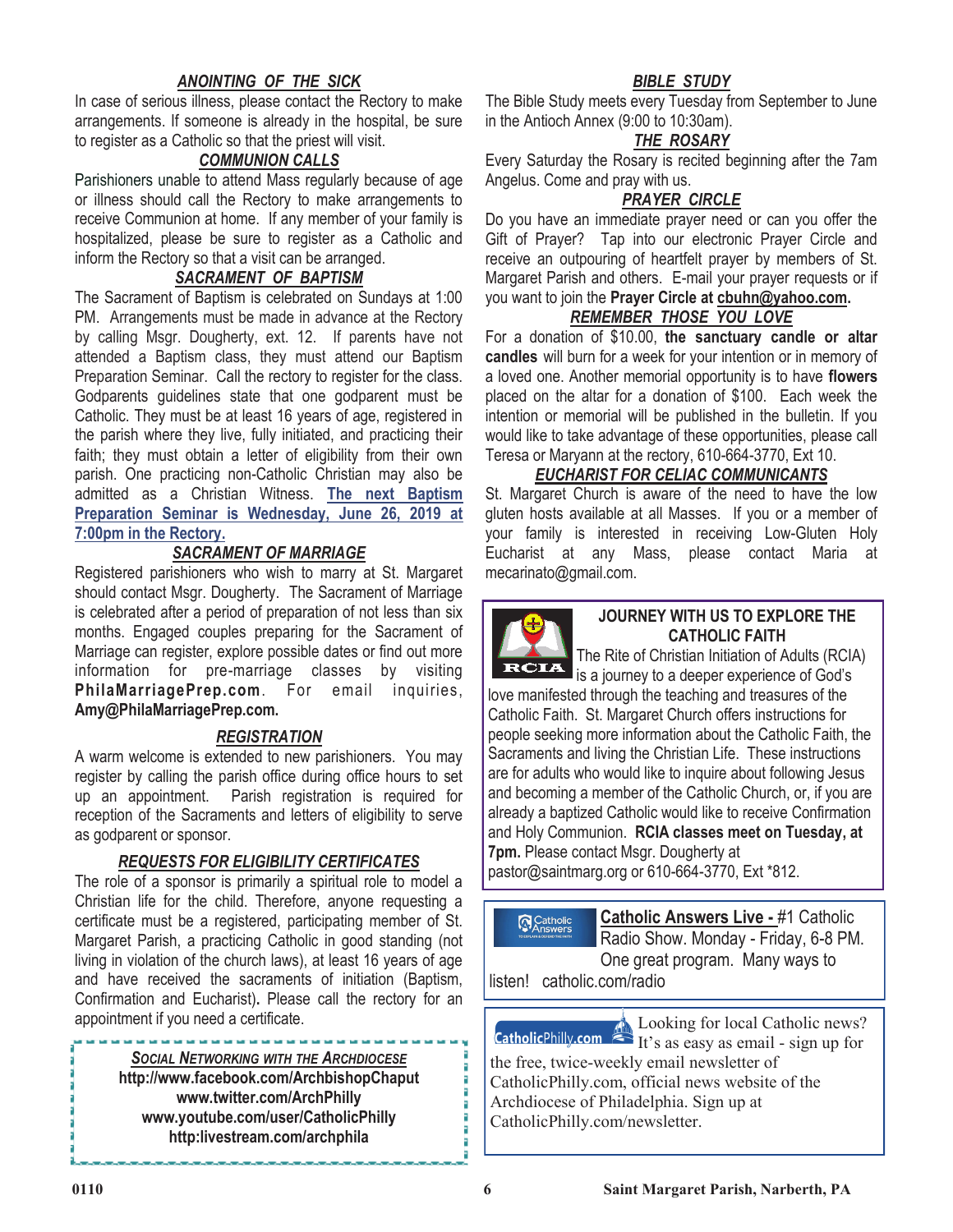## *ANOINTING OF THE SICK*

In case of serious illness, please contact the Rectory to make arrangements. If someone is already in the hospital, be sure to register as a Catholic so that the priest will visit.

## *COMMUNION CALLS*

Parishioners unable to attend Mass regularly because of age or illness should call the Rectory to make arrangements to receive Communion at home. If any member of your family is hospitalized, please be sure to register as a Catholic and inform the Rectory so that a visit can be arranged.

## *SACRAMENT OF BAPTISM*

The Sacrament of Baptism is celebrated on Sundays at 1:00 PM. Arrangements must be made in advance at the Rectory by calling Msgr. Dougherty, ext. 12. If parents have not attended a Baptism class, they must attend our Baptism Preparation Seminar. Call the rectory to register for the class. Godparents guidelines state that one godparent must be Catholic. They must be at least 16 years of age, registered in the parish where they live, fully initiated, and practicing their faith; they must obtain a letter of eligibility from their own parish. One practicing non-Catholic Christian may also be admitted as a Christian Witness. **The next Baptism Preparation Seminar is Wednesday, June 26, 2019 at 7:00pm in the Rectory.**

## *SACRAMENT OF MARRIAGE*

Registered parishioners who wish to marry at St. Margaret should contact Msgr. Dougherty. The Sacrament of Marriage is celebrated after a period of preparation of not less than six months. Engaged couples preparing for the Sacrament of Marriage can register, explore possible dates or find out more information for pre-marriage classes by visiting **PhilaMarriagePrep.com**. For email inquiries, **Amy@PhilaMarriagePrep.com.**

## *REGISTRATION*

A warm welcome is extended to new parishioners. You may register by calling the parish office during office hours to set up an appointment. Parish registration is required for reception of the Sacraments and letters of eligibility to serve as godparent or sponsor.

## *REQUESTS FOR ELIGIBILITY CERTIFICATES*

The role of a sponsor is primarily a spiritual role to model a Christian life for the child. Therefore, anyone requesting a certificate must be a registered, participating member of St. Margaret Parish, a practicing Catholic in good standing (not living in violation of the church laws), at least 16 years of age and have received the sacraments of initiation (Baptism, Confirmation and Eucharist). Please call the rectory for an appointment if you need a certificate.

## *SOCIAL NETWORKING WITH THE ARCHDIOCESE*

**http://www.facebook.com/ArchbishopChaput**
**www.twitter.com/ArchPhilly**
**www.youtube.com/user/CatholicPhilly**
**http:livestream.com/archphila**

## *BIBLE STUDY*

The Bible Study meets every Tuesday from September to June in the Antioch Annex (9:00 to 10:30am).

## *THE ROSARY*

Every Saturday the Rosary is recited beginning after the 7am Angelus. Come and pray with us.

## *PRAYER CIRCLE*

Do you have an immediate prayer need or can you offer the Gift of Prayer? Tap into our electronic Prayer Circle and receive an outpouring of heartfelt prayer by members of St. Margaret Parish and others. E-mail your prayer requests or if you want to join the **Prayer Circle at cbuhn@yahoo.com.**

## *REMEMBER THOSE YOU LOVE*

For a donation of $10.00, **the sanctuary candle or altar candles** will burn for a week for your intention or in memory of a loved one. Another memorial opportunity is to have **flowers** placed on the altar for a donation of $100. Each week the intention or memorial will be published in the bulletin. If you would like to take advantage of these opportunities, please call Teresa or Maryann at the rectory, 610-664-3770, Ext 10.

## *EUCHARIST FOR CELIAC COMMUNICANTS*

St. Margaret Church is aware of the need to have the low gluten hosts available at all Masses. If you or a member of your family is interested in receiving Low-Gluten Holy Eucharist at any Mass, please contact Maria at mecarinato@gmail.com.

## JOURNEY WITH US TO EXPLORE THE CATHOLIC FAITH

RCIA

The Rite of Christian Initiation of Adults (RCIA) is a journey to a deeper experience of God's love manifested through the teaching and treasures of the Catholic Faith. St. Margaret Church offers instructions for people seeking more information about the Catholic Faith, the Sacraments and living the Christian Life. These instructions are for adults who would like to inquire about following Jesus and becoming a member of the Catholic Church, or, if you are already a baptized Catholic would like to receive Confirmation and Holy Communion. **RCIA classes meet on Tuesday, at 7pm.** Please contact Msgr. Dougherty at pastor@saintmarg.org or 610-664-3770, Ext \*812.

**Catholic Answers Live -** #1 Catholic Radio Show. Monday - Friday, 6-8 PM. One great program. Many ways to listen! catholic.com/radio

Looking for local Catholic news? It's as easy as email - sign up for the free, twice-weekly email newsletter of CatholicPhilly.com, official news website of the Archdiocese of Philadelphia. Sign up at CatholicPhilly.com/newsletter.